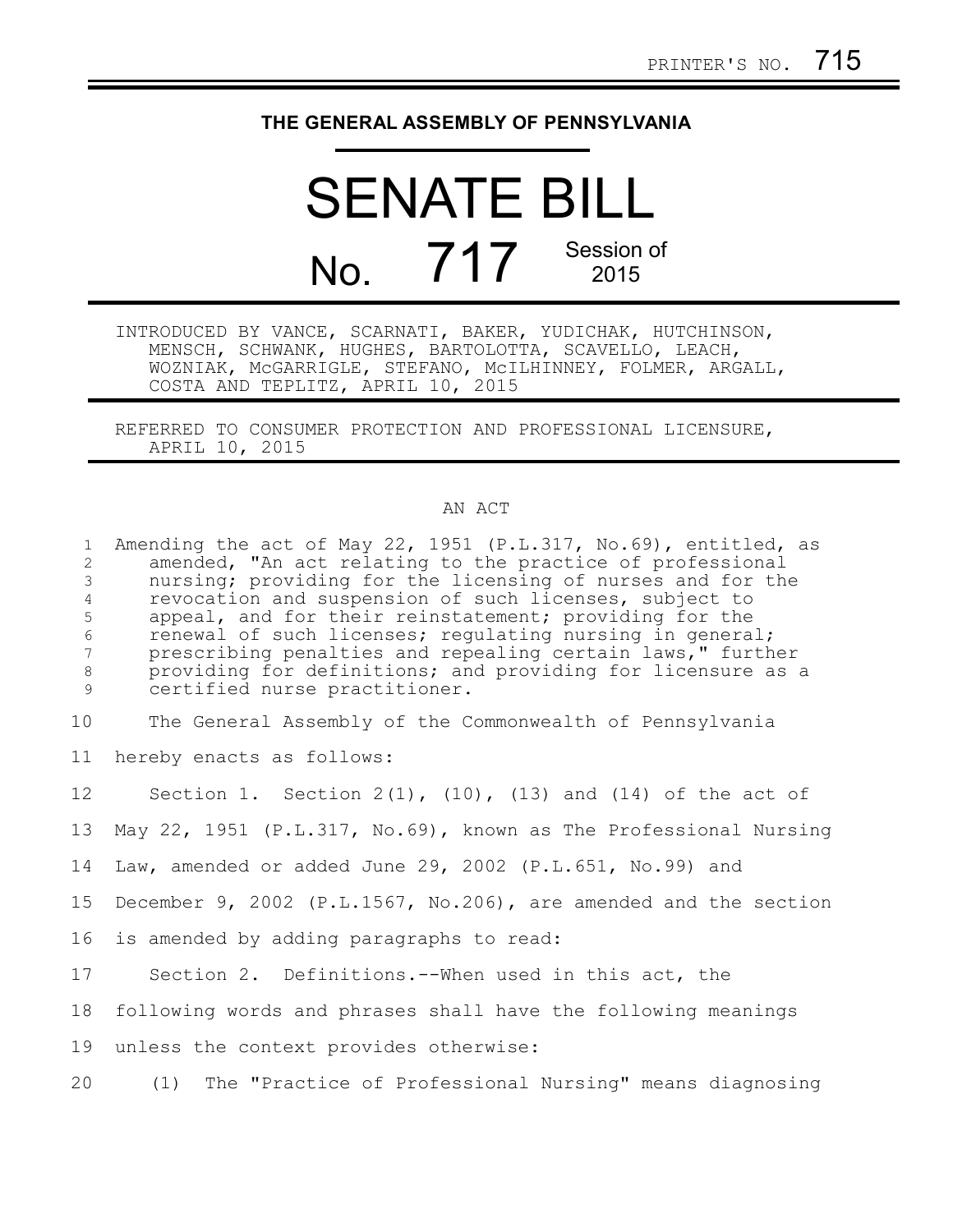PRINTER'S NO. 715

# THE GENERAL ASSEMBLY OF PENNSYLVANIA

# SENATE BILL No. 717 Session of 2015

INTRODUCED BY VANCE, SCARNATI, BAKER, YUDICHAK, HUTCHINSON, MENSCH, SCHWANK, HUGHES, BARTOLOTTA, SCAVELLO, LEACH, WOZNIAK, McGARRIGLE, STEFANO, McILHINNEY, FOLMER, ARGALL, COSTA AND TEPLITZ, APRIL 10, 2015

REFERRED TO CONSUMER PROTECTION AND PROFESSIONAL LICENSURE, APRIL 10, 2015

## AN ACT

Amending the act of May 22, 1951 (P.L.317, No.69), entitled, as amended, "An act relating to the practice of professional nursing; providing for the licensing of nurses and for the revocation and suspension of such licenses, subject to appeal, and for their reinstatement; providing for the renewal of such licenses; regulating nursing in general; prescribing penalties and repealing certain laws," further providing for definitions; and providing for licensure as a certified nurse practitioner.

The General Assembly of the Commonwealth of Pennsylvania hereby enacts as follows:

Section 1. Section 2(1), (10), (13) and (14) of the act of May 22, 1951 (P.L.317, No.69), known as The Professional Nursing Law, amended or added June 29, 2002 (P.L.651, No.99) and December 9, 2002 (P.L.1567, No.206), are amended and the section is amended by adding paragraphs to read:

Section 2. Definitions.--When used in this act, the following words and phrases shall have the following meanings unless the context provides otherwise:

(1) The "Practice of Professional Nursing" means diagnosing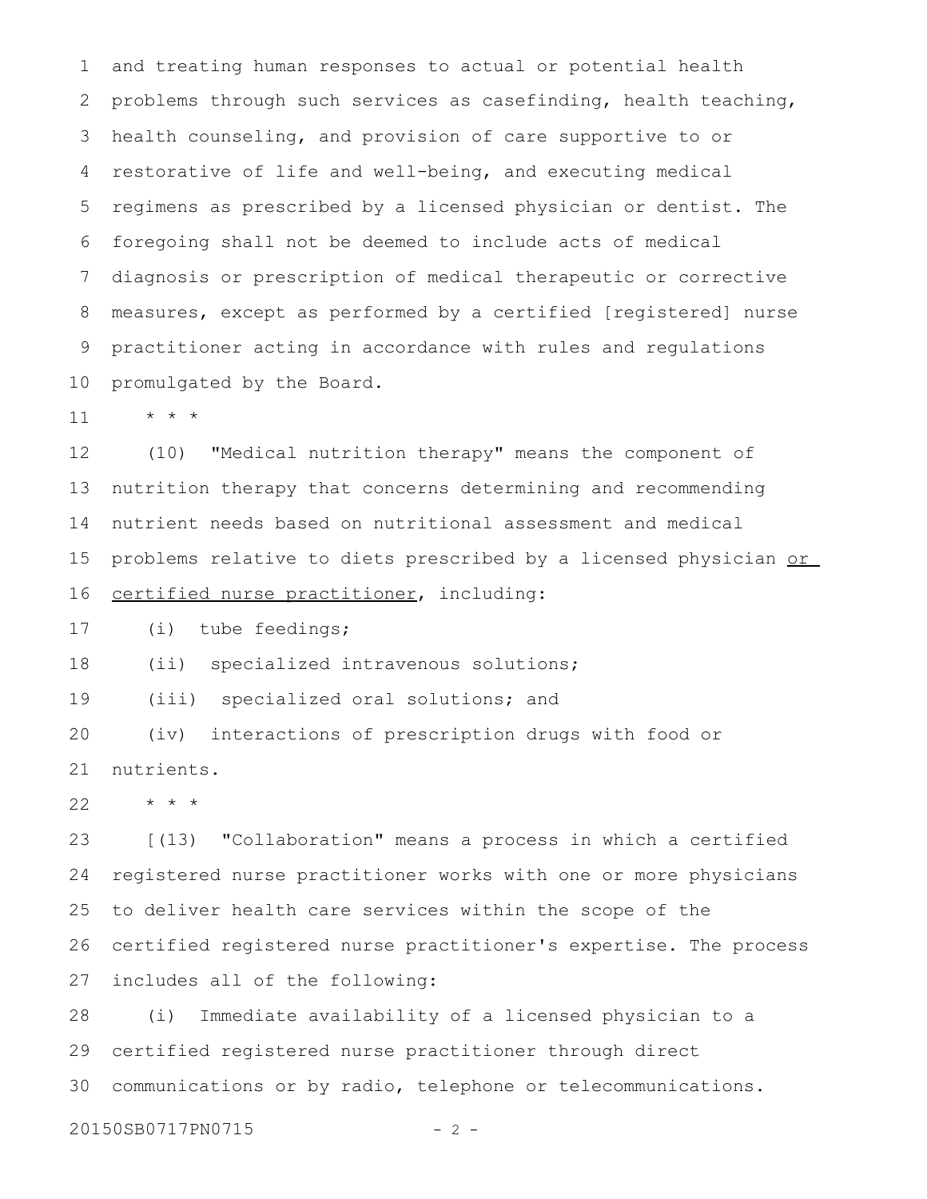and treating human responses to actual or potential health problems through such services as casefinding, health teaching, health counseling, and provision of care supportive to or restorative of life and well-being, and executing medical regimens as prescribed by a licensed physician or dentist. The foregoing shall not be deemed to include acts of medical diagnosis or prescription of medical therapeutic or corrective measures, except as performed by a certified [registered] nurse practitioner acting in accordance with rules and regulations promulgated by the Board.

* * *

(10) "Medical nutrition therapy" means the component of nutrition therapy that concerns determining and recommending nutrient needs based on nutritional assessment and medical problems relative to diets prescribed by a licensed physician <u>or certified nurse practitioner</u>, including:

(i) tube feedings;

(ii) specialized intravenous solutions;

(iii) specialized oral solutions; and

(iv) interactions of prescription drugs with food or nutrients.

* * *

[(13) "Collaboration" means a process in which a certified registered nurse practitioner works with one or more physicians to deliver health care services within the scope of the certified registered nurse practitioner's expertise. The process includes all of the following:

(i) Immediate availability of a licensed physician to a certified registered nurse practitioner through direct communications or by radio, telephone or telecommunications.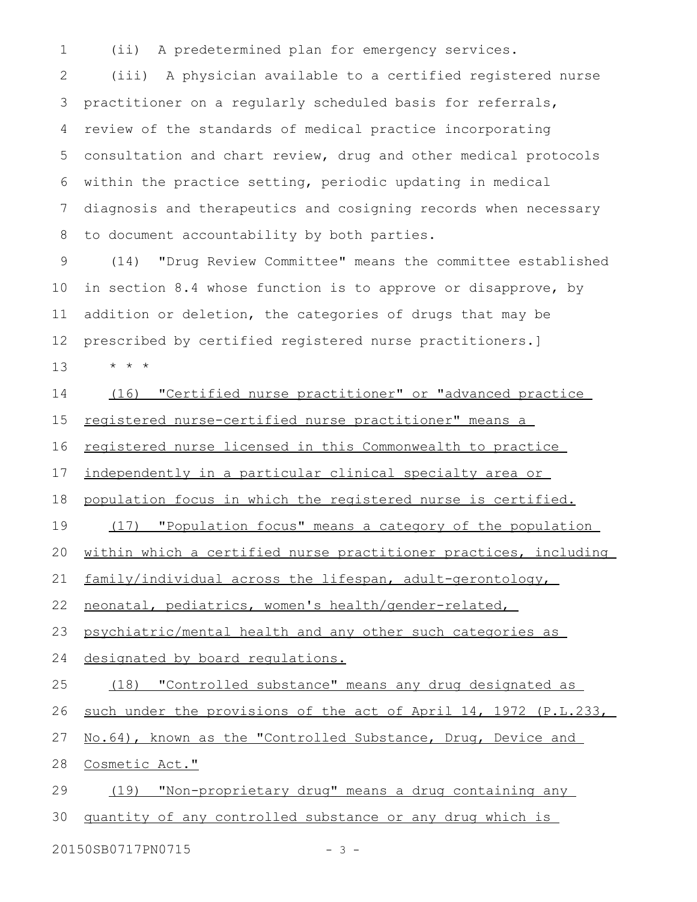(ii) A predetermined plan for emergency services.

(iii) A physician available to a certified registered nurse practitioner on a regularly scheduled basis for referrals, review of the standards of medical practice incorporating consultation and chart review, drug and other medical protocols within the practice setting, periodic updating in medical diagnosis and therapeutics and cosigning records when necessary to document accountability by both parties.

(14) "Drug Review Committee" means the committee established in section 8.4 whose function is to approve or disapprove, by addition or deletion, the categories of drugs that may be prescribed by certified registered nurse practitioners.]

\* \* \*

<u>(16) "Certified nurse practitioner" or "advanced practice registered nurse-certified nurse practitioner" means a registered nurse licensed in this Commonwealth to practice independently in a particular clinical specialty area or population focus in which the registered nurse is certified.</u>

<u>(17) "Population focus" means a category of the population within which a certified nurse practitioner practices, including family/individual across the lifespan, adult-gerontology, neonatal, pediatrics, women's health/gender-related, psychiatric/mental health and any other such categories as designated by board regulations.</u>

<u>(18) "Controlled substance" means any drug designated as such under the provisions of the act of April 14, 1972 (P.L.233, No.64), known as the "Controlled Substance, Drug, Device and Cosmetic Act."</u>

<u>(19) "Non-proprietary drug" means a drug containing any quantity of any controlled substance or any drug which is</u>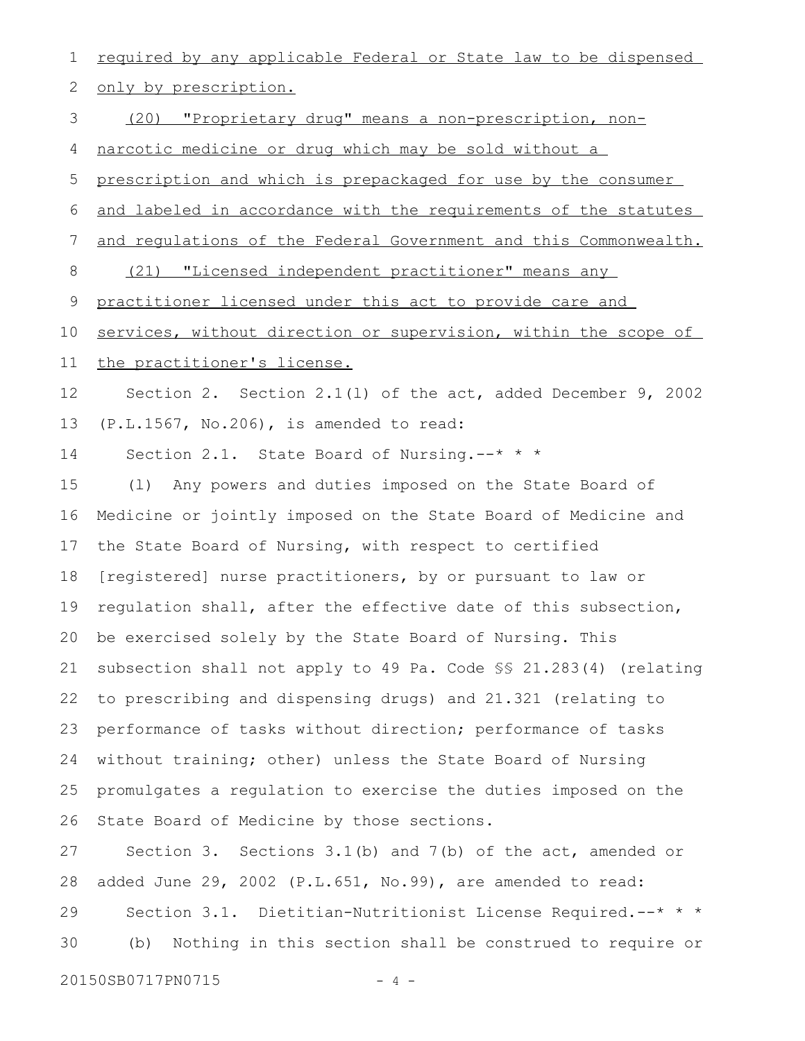required by any applicable Federal or State law to be dispensed only by prescription.

(20) "Proprietary drug" means a non-prescription, non-narcotic medicine or drug which may be sold without a prescription and which is prepackaged for use by the consumer and labeled in accordance with the requirements of the statutes and regulations of the Federal Government and this Commonwealth.

(21) "Licensed independent practitioner" means any practitioner licensed under this act to provide care and services, without direction or supervision, within the scope of the practitioner's license.

Section 2. Section 2.1(l) of the act, added December 9, 2002 (P.L.1567, No.206), is amended to read:

Section 2.1. State Board of Nursing.--* * *

(l) Any powers and duties imposed on the State Board of Medicine or jointly imposed on the State Board of Medicine and the State Board of Nursing, with respect to certified [registered] nurse practitioners, by or pursuant to law or regulation shall, after the effective date of this subsection, be exercised solely by the State Board of Nursing. This subsection shall not apply to 49 Pa. Code §§ 21.283(4) (relating to prescribing and dispensing drugs) and 21.321 (relating to performance of tasks without direction; performance of tasks without training; other) unless the State Board of Nursing promulgates a regulation to exercise the duties imposed on the State Board of Medicine by those sections.

Section 3. Sections 3.1(b) and 7(b) of the act, amended or added June 29, 2002 (P.L.651, No.99), are amended to read:

Section 3.1. Dietitian-Nutritionist License Required.--* * *

(b) Nothing in this section shall be construed to require or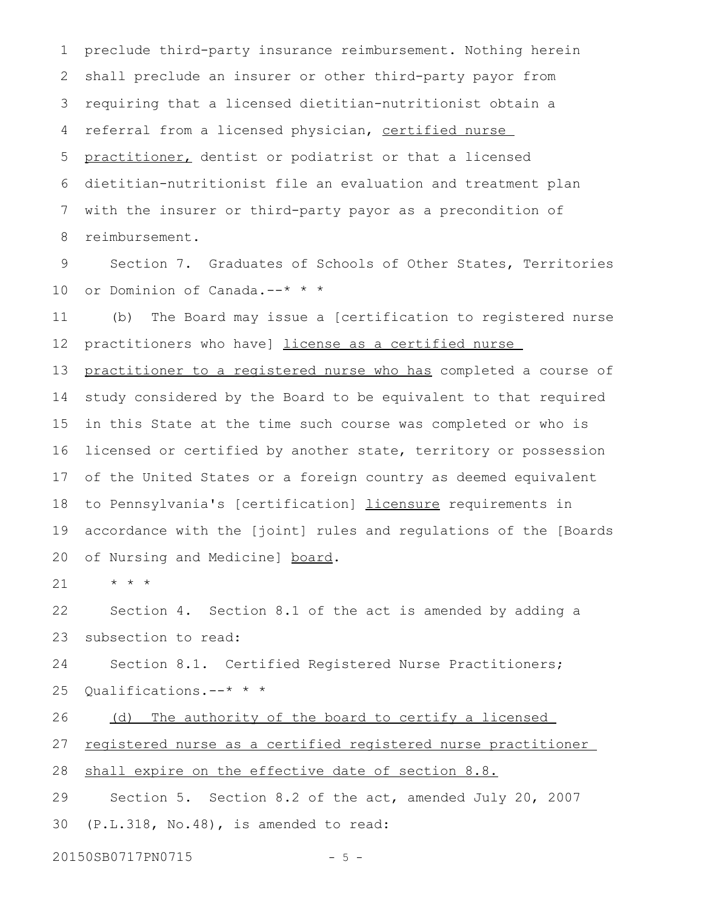preclude third-party insurance reimbursement. Nothing herein shall preclude an insurer or other third-party payor from requiring that a licensed dietitian-nutritionist obtain a referral from a licensed physician, <u>certified nurse practitioner,</u> dentist or podiatrist or that a licensed dietitian-nutritionist file an evaluation and treatment plan with the insurer or third-party payor as a precondition of reimbursement.

Section 7. Graduates of Schools of Other States, Territories or Dominion of Canada.--* * *

(b) The Board may issue a [certification to registered nurse practitioners who have] <u>license as a certified nurse practitioner to a registered nurse who has</u> completed a course of study considered by the Board to be equivalent to that required in this State at the time such course was completed or who is licensed or certified by another state, territory or possession of the United States or a foreign country as deemed equivalent to Pennsylvania's [certification] <u>licensure</u> requirements in accordance with the [joint] rules and regulations of the [Boards of Nursing and Medicine] <u>board</u>.

* * *

Section 4. Section 8.1 of the act is amended by adding a subsection to read:

Section 8.1. Certified Registered Nurse Practitioners; Qualifications.--* * *

<u>(d) The authority of the board to certify a licensed registered nurse as a certified registered nurse practitioner shall expire on the effective date of section 8.8.</u>

Section 5. Section 8.2 of the act, amended July 20, 2007 (P.L.318, No.48), is amended to read: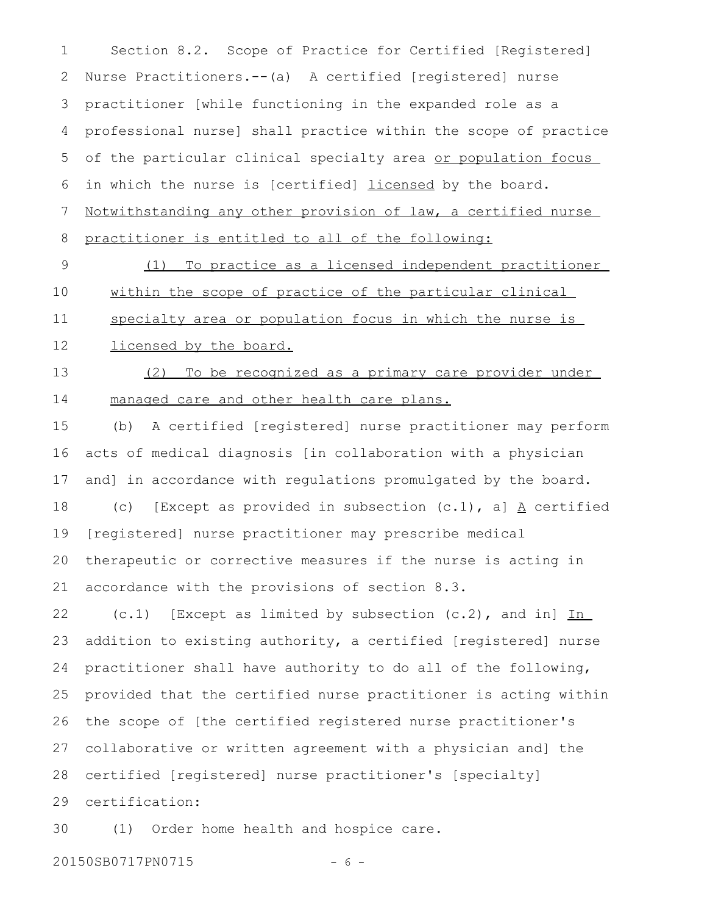Section 8.2. Scope of Practice for Certified [Registered] Nurse Practitioners.--(a) A certified [registered] nurse practitioner [while functioning in the expanded role as a professional nurse] shall practice within the scope of practice of the particular clinical specialty area <u>or population focus</u> in which the nurse is [certified] <u>licensed</u> by the board. <u>Notwithstanding any other provision of law, a certified nurse practitioner is entitled to all of the following:</u>

<u>(1) To practice as a licensed independent practitioner within the scope of practice of the particular clinical specialty area or population focus in which the nurse is licensed by the board.</u>

<u>(2) To be recognized as a primary care provider under managed care and other health care plans.</u>

(b) A certified [registered] nurse practitioner may perform acts of medical diagnosis [in collaboration with a physician and] in accordance with regulations promulgated by the board.

(c) [Except as provided in subsection (c.1), a] <u>A</u> certified [registered] nurse practitioner may prescribe medical therapeutic or corrective measures if the nurse is acting in accordance with the provisions of section 8.3.

(c.1) [Except as limited by subsection (c.2), and in] <u>In</u> addition to existing authority, a certified [registered] nurse practitioner shall have authority to do all of the following, provided that the certified nurse practitioner is acting within the scope of [the certified registered nurse practitioner's collaborative or written agreement with a physician and] the certified [registered] nurse practitioner's [specialty] certification:

(1) Order home health and hospice care.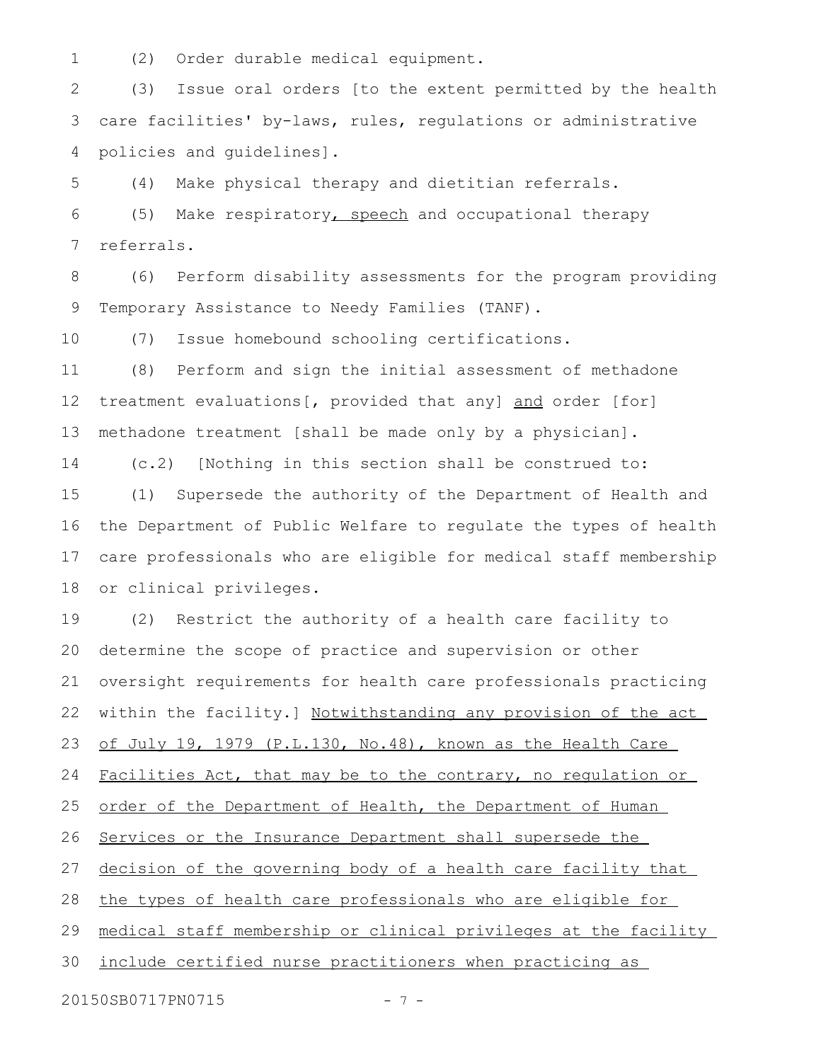(2) Order durable medical equipment.

(3) Issue oral orders [to the extent permitted by the health care facilities' by-laws, rules, regulations or administrative policies and guidelines].

(4) Make physical therapy and dietitian referrals.

(5) Make respiratory, speech and occupational therapy referrals.

(6) Perform disability assessments for the program providing Temporary Assistance to Needy Families (TANF).

(7) Issue homebound schooling certifications.

(8) Perform and sign the initial assessment of methadone treatment evaluations[, provided that any] and order [for] methadone treatment [shall be made only by a physician].

(c.2) [Nothing in this section shall be construed to:

(1) Supersede the authority of the Department of Health and the Department of Public Welfare to regulate the types of health care professionals who are eligible for medical staff membership or clinical privileges.

(2) Restrict the authority of a health care facility to determine the scope of practice and supervision or other oversight requirements for health care professionals practicing within the facility.] Notwithstanding any provision of the act of July 19, 1979 (P.L.130, No.48), known as the Health Care Facilities Act, that may be to the contrary, no regulation or order of the Department of Health, the Department of Human Services or the Insurance Department shall supersede the decision of the governing body of a health care facility that the types of health care professionals who are eligible for medical staff membership or clinical privileges at the facility include certified nurse practitioners when practicing as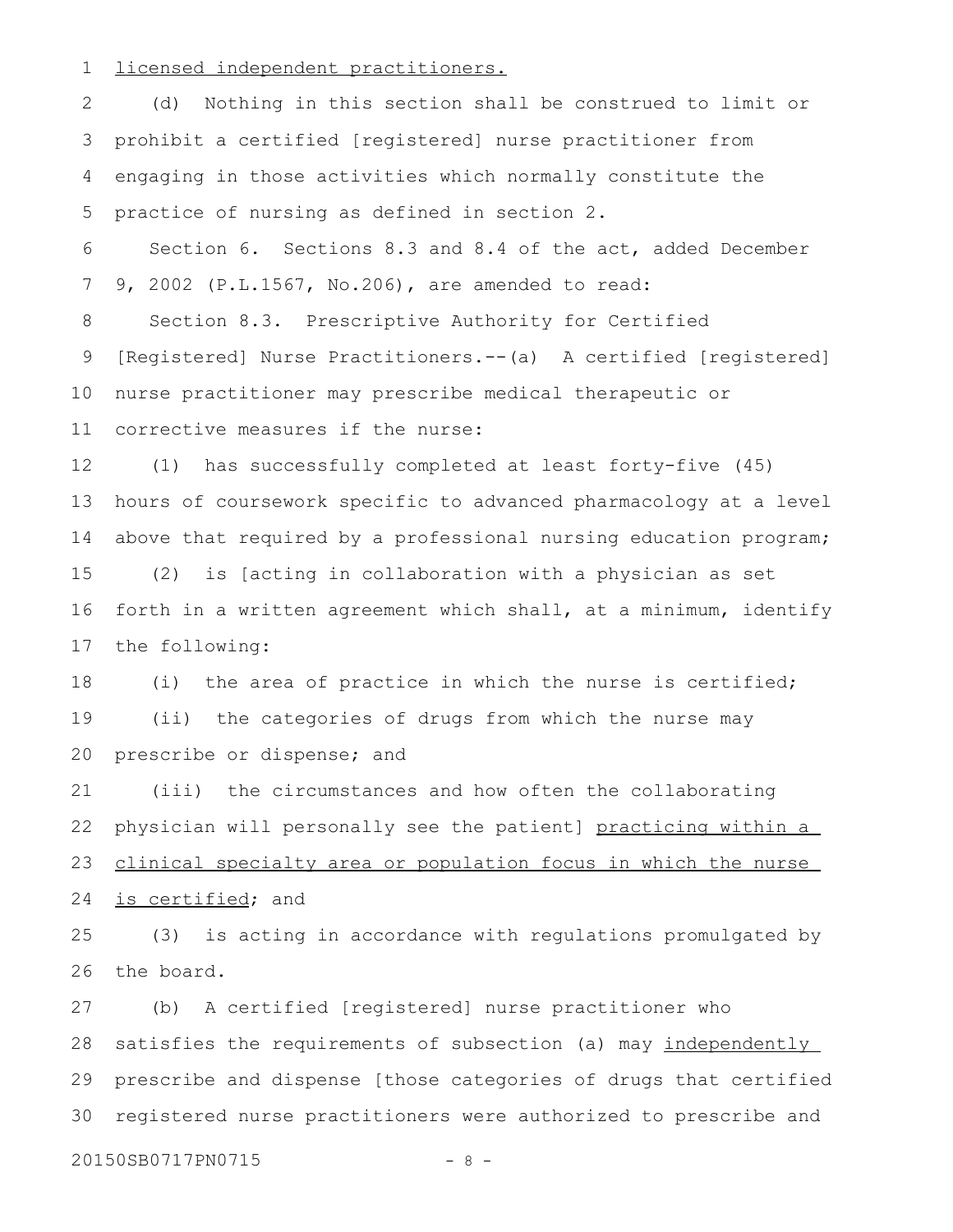licensed independent practitioners.

(d) Nothing in this section shall be construed to limit or prohibit a certified [registered] nurse practitioner from engaging in those activities which normally constitute the practice of nursing as defined in section 2.

Section 6. Sections 8.3 and 8.4 of the act, added December 9, 2002 (P.L.1567, No.206), are amended to read:

Section 8.3. Prescriptive Authority for Certified [Registered] Nurse Practitioners.--(a) A certified [registered] nurse practitioner may prescribe medical therapeutic or corrective measures if the nurse:

(1) has successfully completed at least forty-five (45) hours of coursework specific to advanced pharmacology at a level above that required by a professional nursing education program;

(2) is [acting in collaboration with a physician as set forth in a written agreement which shall, at a minimum, identify the following:

(i) the area of practice in which the nurse is certified;

(ii) the categories of drugs from which the nurse may prescribe or dispense; and

(iii) the circumstances and how often the collaborating physician will personally see the patient] practicing within a clinical specialty area or population focus in which the nurse is certified; and

(3) is acting in accordance with regulations promulgated by the board.

(b) A certified [registered] nurse practitioner who satisfies the requirements of subsection (a) may independently prescribe and dispense [those categories of drugs that certified registered nurse practitioners were authorized to prescribe and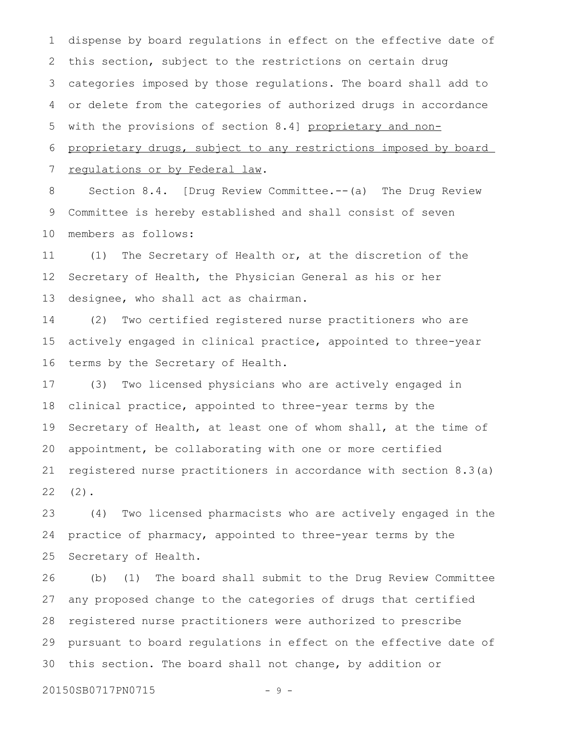dispense by board regulations in effect on the effective date of this section, subject to the restrictions on certain drug categories imposed by those regulations. The board shall add to or delete from the categories of authorized drugs in accordance with the provisions of section 8.4] <u>proprietary and non-proprietary drugs, subject to any restrictions imposed by board regulations or by Federal law</u>.

Section 8.4. [Drug Review Committee.--(a) The Drug Review Committee is hereby established and shall consist of seven members as follows:

(1) The Secretary of Health or, at the discretion of the Secretary of Health, the Physician General as his or her designee, who shall act as chairman.

(2) Two certified registered nurse practitioners who are actively engaged in clinical practice, appointed to three-year terms by the Secretary of Health.

(3) Two licensed physicians who are actively engaged in clinical practice, appointed to three-year terms by the Secretary of Health, at least one of whom shall, at the time of appointment, be collaborating with one or more certified registered nurse practitioners in accordance with section 8.3(a)(2).

(4) Two licensed pharmacists who are actively engaged in the practice of pharmacy, appointed to three-year terms by the Secretary of Health.

(b) (1) The board shall submit to the Drug Review Committee any proposed change to the categories of drugs that certified registered nurse practitioners were authorized to prescribe pursuant to board regulations in effect on the effective date of this section. The board shall not change, by addition or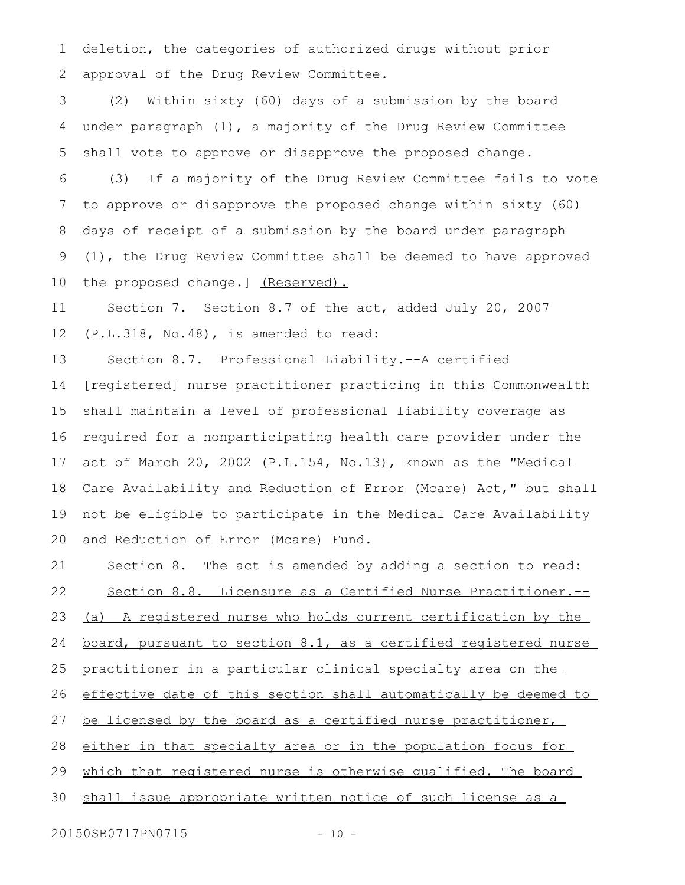deletion, the categories of authorized drugs without prior approval of the Drug Review Committee.

(2) Within sixty (60) days of a submission by the board under paragraph (1), a majority of the Drug Review Committee shall vote to approve or disapprove the proposed change.

(3) If a majority of the Drug Review Committee fails to vote to approve or disapprove the proposed change within sixty (60) days of receipt of a submission by the board under paragraph (1), the Drug Review Committee shall be deemed to have approved the proposed change.] (Reserved).

Section 7. Section 8.7 of the act, added July 20, 2007 (P.L.318, No.48), is amended to read:

Section 8.7. Professional Liability.--A certified [registered] nurse practitioner practicing in this Commonwealth shall maintain a level of professional liability coverage as required for a nonparticipating health care provider under the act of March 20, 2002 (P.L.154, No.13), known as the "Medical Care Availability and Reduction of Error (Mcare) Act," but shall not be eligible to participate in the Medical Care Availability and Reduction of Error (Mcare) Fund.

Section 8. The act is amended by adding a section to read:

Section 8.8. Licensure as a Certified Nurse Practitioner.--(a) A registered nurse who holds current certification by the board, pursuant to section 8.1, as a certified registered nurse practitioner in a particular clinical specialty area on the effective date of this section shall automatically be deemed to be licensed by the board as a certified nurse practitioner, either in that specialty area or in the population focus for which that registered nurse is otherwise qualified. The board shall issue appropriate written notice of such license as a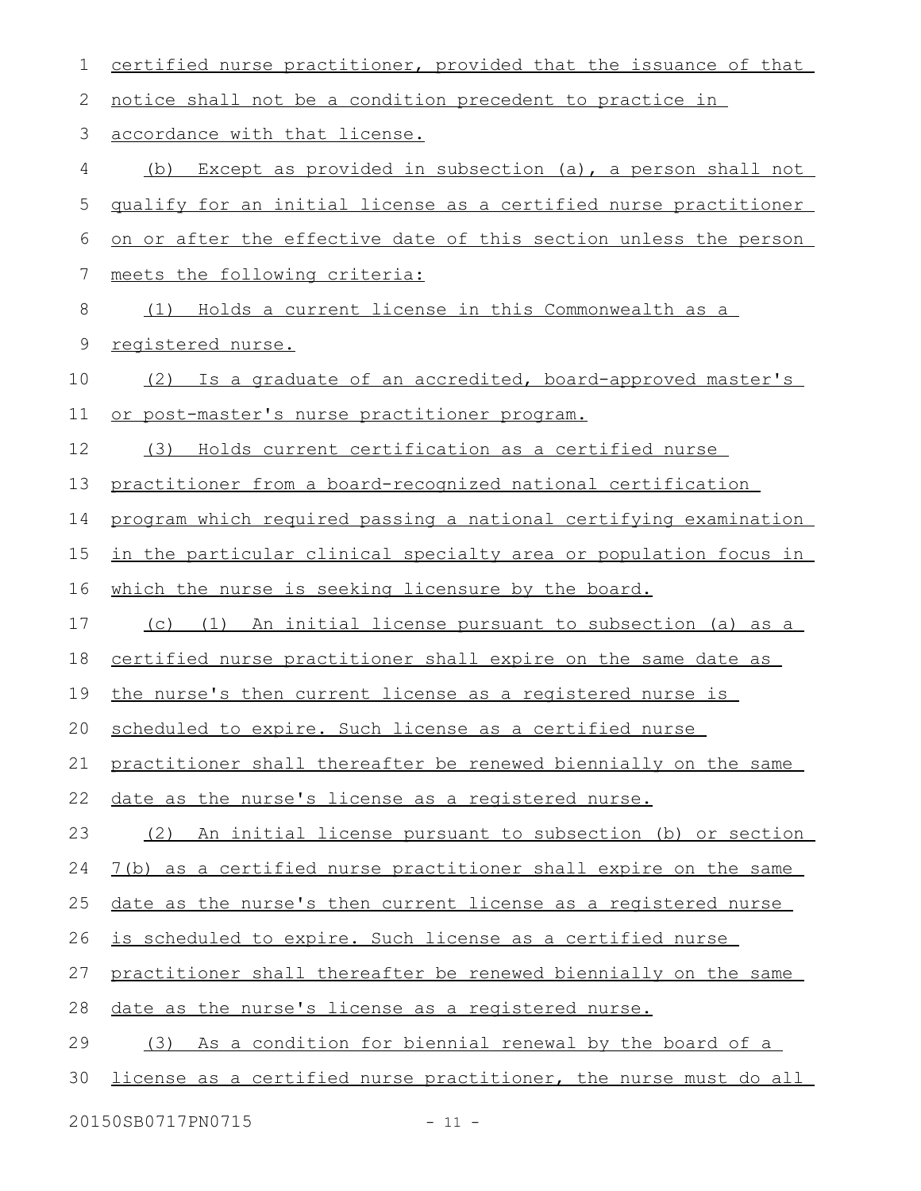certified nurse practitioner, provided that the issuance of that notice shall not be a condition precedent to practice in accordance with that license.

(b) Except as provided in subsection (a), a person shall not qualify for an initial license as a certified nurse practitioner on or after the effective date of this section unless the person meets the following criteria:

(1) Holds a current license in this Commonwealth as a registered nurse.

(2) Is a graduate of an accredited, board-approved master's or post-master's nurse practitioner program.

(3) Holds current certification as a certified nurse practitioner from a board-recognized national certification program which required passing a national certifying examination in the particular clinical specialty area or population focus in which the nurse is seeking licensure by the board.

(c) (1) An initial license pursuant to subsection (a) as a certified nurse practitioner shall expire on the same date as the nurse's then current license as a registered nurse is scheduled to expire. Such license as a certified nurse practitioner shall thereafter be renewed biennially on the same date as the nurse's license as a registered nurse.

(2) An initial license pursuant to subsection (b) or section 7(b) as a certified nurse practitioner shall expire on the same date as the nurse's then current license as a registered nurse is scheduled to expire. Such license as a certified nurse practitioner shall thereafter be renewed biennially on the same date as the nurse's license as a registered nurse.

(3) As a condition for biennial renewal by the board of a license as a certified nurse practitioner, the nurse must do all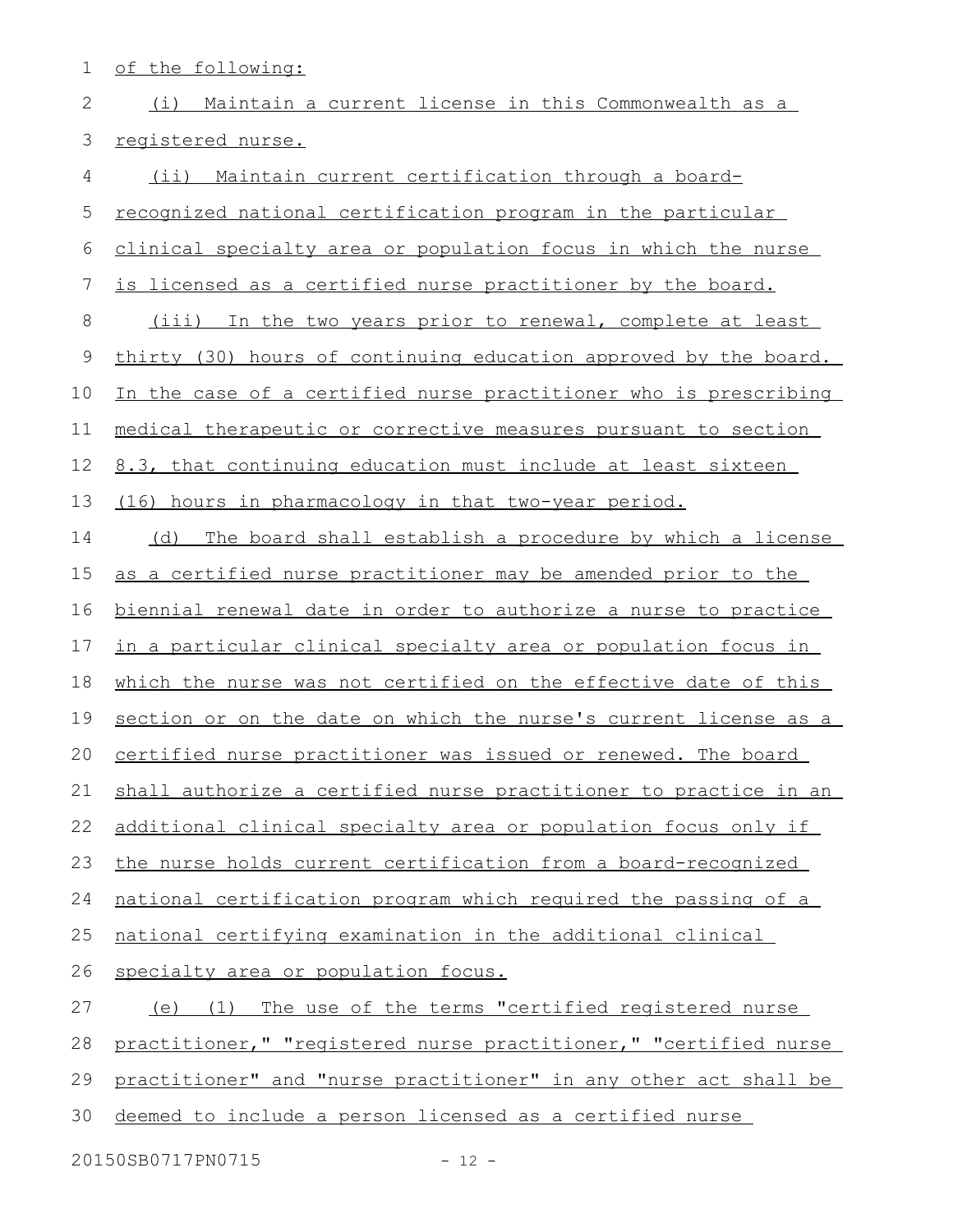of the following:

(i) Maintain a current license in this Commonwealth as a registered nurse.

(ii) Maintain current certification through a board-recognized national certification program in the particular clinical specialty area or population focus in which the nurse is licensed as a certified nurse practitioner by the board.

(iii) In the two years prior to renewal, complete at least thirty (30) hours of continuing education approved by the board. In the case of a certified nurse practitioner who is prescribing medical therapeutic or corrective measures pursuant to section 8.3, that continuing education must include at least sixteen (16) hours in pharmacology in that two-year period.

(d) The board shall establish a procedure by which a license as a certified nurse practitioner may be amended prior to the biennial renewal date in order to authorize a nurse to practice in a particular clinical specialty area or population focus in which the nurse was not certified on the effective date of this section or on the date on which the nurse's current license as a certified nurse practitioner was issued or renewed. The board shall authorize a certified nurse practitioner to practice in an additional clinical specialty area or population focus only if the nurse holds current certification from a board-recognized national certification program which required the passing of a national certifying examination in the additional clinical specialty area or population focus.

(e) (1) The use of the terms "certified registered nurse practitioner," "registered nurse practitioner," "certified nurse practitioner" and "nurse practitioner" in any other act shall be deemed to include a person licensed as a certified nurse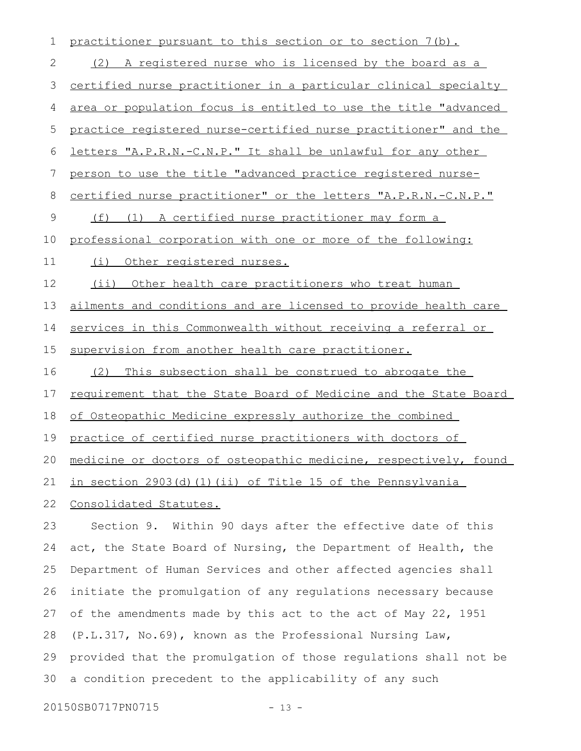practitioner pursuant to this section or to section 7(b).

(2) A registered nurse who is licensed by the board as a certified nurse practitioner in a particular clinical specialty area or population focus is entitled to use the title "advanced practice registered nurse-certified nurse practitioner" and the letters "A.P.R.N.-C.N.P." It shall be unlawful for any other person to use the title "advanced practice registered nurse-certified nurse practitioner" or the letters "A.P.R.N.-C.N.P."

(f) (1) A certified nurse practitioner may form a professional corporation with one or more of the following:

(i) Other registered nurses.

(ii) Other health care practitioners who treat human ailments and conditions and are licensed to provide health care services in this Commonwealth without receiving a referral or supervision from another health care practitioner.

(2) This subsection shall be construed to abrogate the requirement that the State Board of Medicine and the State Board of Osteopathic Medicine expressly authorize the combined practice of certified nurse practitioners with doctors of medicine or doctors of osteopathic medicine, respectively, found in section 2903(d)(1)(ii) of Title 15 of the Pennsylvania Consolidated Statutes.

Section 9. Within 90 days after the effective date of this act, the State Board of Nursing, the Department of Health, the Department of Human Services and other affected agencies shall initiate the promulgation of any regulations necessary because of the amendments made by this act to the act of May 22, 1951 (P.L.317, No.69), known as the Professional Nursing Law, provided that the promulgation of those regulations shall not be a condition precedent to the applicability of any such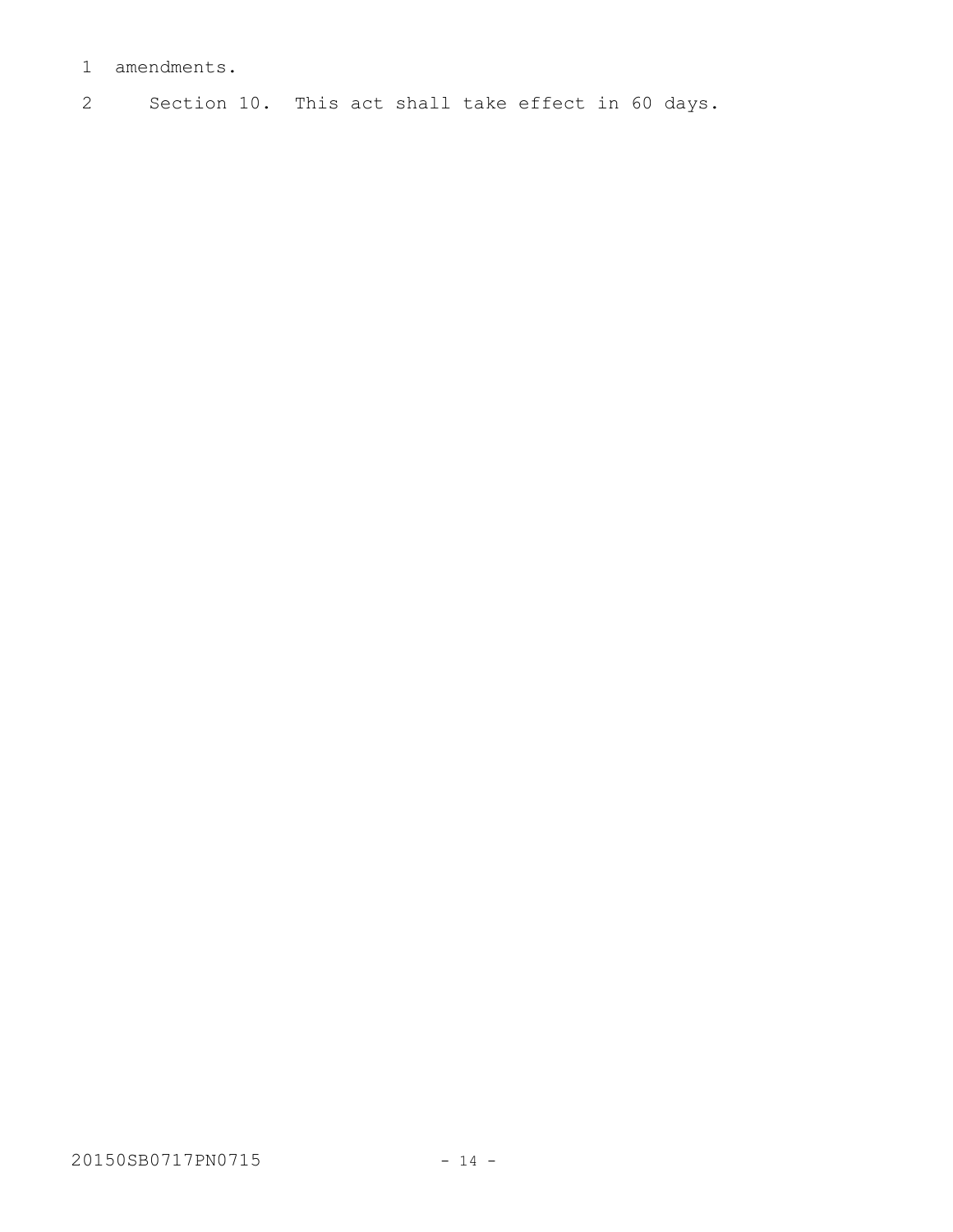amendments.

Section 10. This act shall take effect in 60 days.